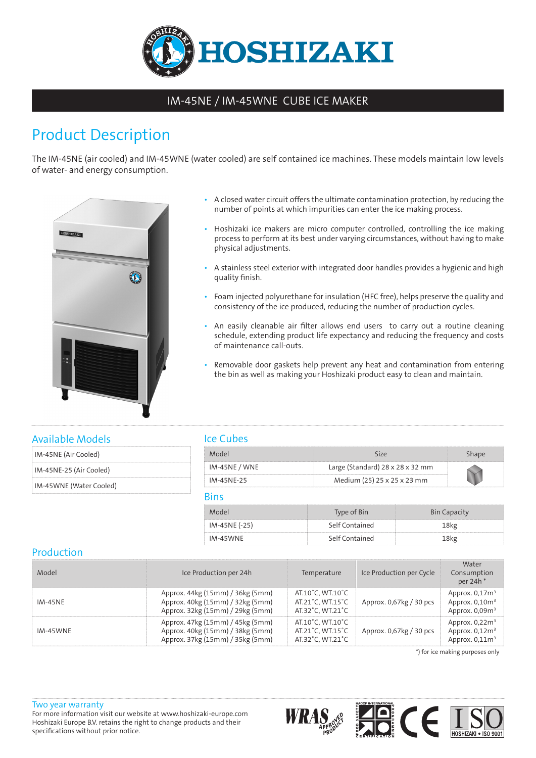# HOSHIZAKI

## IM-45NE / IM-45WNE CUBE ICE MAKER

## Product Description

The IM-45NE (air cooled) and IM-45WNE (water cooled) are self contained ice machines. These models maintain low levels of water- and energy consumption.

- A closed water circuit offers the ultimate contamination protection, by reducing the number of points at which impurities can enter the ice making process.
- Hoshizaki ice makers are micro computer controlled, controlling the ice making process to perform at its best under varying circumstances, without having to make physical adjustments.
- A stainless steel exterior with integrated door handles provides a hygienic and high quality finish.
- Foam injected polyurethane for insulation (HFC free), helps preserve the quality and consistency of the ice produced, reducing the number of production cycles.
- An easily cleanable air filter allows end users to carry out a routine cleaning schedule, extending product life expectancy and reducing the frequency and costs of maintenance call-outs.
- Removable door gaskets help prevent any heat and contamination from entering the bin as well as making your Hoshizaki product easy to clean and maintain.

### Available Models

| |
|---|
| IM-45NE (Air Cooled) |
| IM-45NE-25 (Air Cooled) |
| IM-45WNE (Water Cooled) |

### Ice Cubes

| Model | Size | Shape |
|---|---|---|
| IM-45NE / WNE | Large (Standard) 28 x 28 x 32 mm | |
| IM-45NE-25 | Medium (25) 25 x 25 x 23 mm | |

### Bins

| Model | Type of Bin | Bin Capacity |
|---|---|---|
| IM-45NE (-25) | Self Contained | 18kg |
| IM-45WNE | Self Contained | 18kg |

### Production

| Model | Ice Production per 24h | Temperature | Ice Production per Cycle | Water Consumption per 24h * |
|---|---|---|---|---|
| IM-45NE | Approx. 44kg (15mm) / 36kg (5mm)<br>Approx. 40kg (15mm) / 32kg (5mm)<br>Approx. 32kg (15mm) / 29kg (5mm) | AT.10˚C, WT.10˚C<br>AT.21˚C, WT.15˚C<br>AT.32˚C, WT.21˚C | Approx. 0,67kg / 30 pcs | Approx. 0,17m³<br>Approx. 0,10m³<br>Approx. 0,09m³ |
| IM-45WNE | Approx. 47kg (15mm) / 45kg (5mm)<br>Approx. 40kg (15mm) / 38kg (5mm)<br>Approx. 37kg (15mm) / 35kg (5mm) | AT.10˚C, WT.10˚C<br>AT.21˚C, WT.15˚C<br>AT.32˚C, WT.21˚C | Approx. 0,67kg / 30 pcs | Approx. 0,22m³<br>Approx. 0,12m³<br>Approx. 0,11m³ |

*) for ice making purposes only

### Two year warranty

For more information visit our website at www.hoshizaki-europe.com
Hoshizaki Europe B.V. retains the right to change products and their specifications without prior notice.

WRAS APPROVED PRODUCT · HACCP INTERNATIONAL FOOD SAFETY CERTIFICATION PROGRAMME · CE · ISO HOSHIZAKI • ISO 9001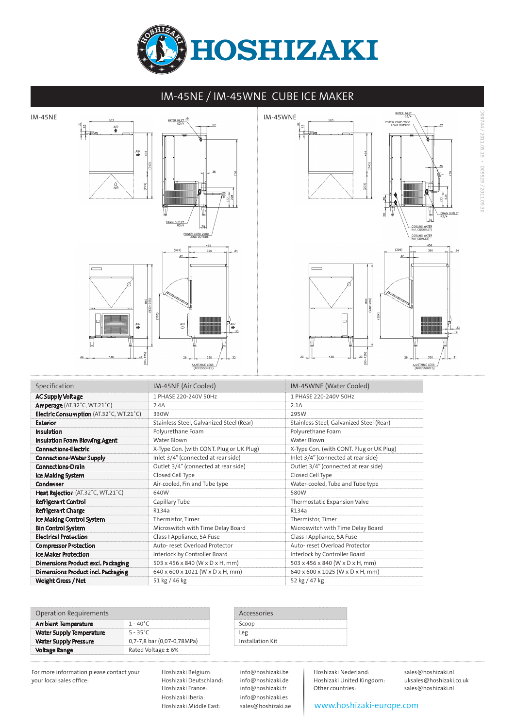# HOSHIZAKI

## IM-45NE / IM-45WNE CUBE ICE MAKER

IM-45NE

IM-45WNE

| Specification | IM-45NE (Air Cooled) | IM-45WNE (Water Cooled) |
|---|---|---|
| **AC Supply Voltage** | 1 PHASE 220-240V 50Hz | 1 PHASE 220-240V 50Hz |
| **Amperage** (AT.32˚C, WT.21˚C) | 2.4A | 2.1A |
| **Electric Consumption** (AT.32˚C, WT.21˚C) | 330W | 295W |
| **Exterior** | Stainless Steel, Galvanized Steel (Rear) | Stainless Steel, Galvanized Steel (Rear) |
| **Insulation** | Polyurethane Foam | Polyurethane Foam |
| **Insulation Foam Blowing Agent** | Water Blown | Water Blown |
| **Connections-Electric** | X-Type Con. (with CONT. Plug or UK Plug) | X-Type Con. (with CONT. Plug or UK Plug) |
| **Connections-Water Supply** | Inlet 3/4" (connected at rear side) | Inlet 3/4" (connected at rear side) |
| **Connections-Drain** | Outlet 3/4" (connected at rear side) | Outlet 3/4" (connected at rear side) |
| **Ice Making System** | Closed Cell Type | Closed Cell Type |
| **Condenser** | Air-cooled, Fin and Tube type | Water-cooled, Tube and Tube type |
| **Heat Rejection** (AT.32˚C, WT.21˚C) | 640W | 580W |
| **Refrigerant Control** | Capillary Tube | Thermostatic Expansion Valve |
| **Refrigerant Charge** | R134a | R134a |
| **Ice Making Control System** | Thermistor, Timer | Thermistor, Timer |
| **Bin Control System** | Microswitch with Time Delay Board | Microswitch with Time Delay Board |
| **Electrical Protection** | Class I Appliance, 5A Fuse | Class I Appliance, 5A Fuse |
| **Compressor Protection** | Auto- reset Overload Protector | Auto- reset Overload Protector |
| **Ice Maker Protection** | Interlock by Controller Board | Interlock by Controller Board |
| **Dimensions Product excl. Packaging** | 503 x 456 x 840 (W x D x H, mm) | 503 x 456 x 840 (W x D x H, mm) |
| **Dimensions Product incl. Packaging** | 640 x 600 x 1021 (W x D x H, mm) | 640 x 600 x 1025 (W x D x H, mm) |
| **Weight Gross / Net** | 51 kg / 46 kg | 52 kg / 47 kg |

| Operation Requirements | |
|---|---|
| **Ambient Temperature** | 1 - 40°C |
| **Water Supply Temperature** | 5 - 35°C |
| **Water Supply Pressure** | 0,7-7,8 bar (0,07-0,78MPa) |
| **Voltage Range** | Rated Voltage ± 6% |

| Accessories |
|---|
| Scoop |
| Leg |
| Installation Kit |

For more information please contact your local sales office:

Hoshizaki Belgium: info@hoshizaki.be
Hoshizaki Deutschland: info@hoshizaki.de
Hoshizaki France: info@hoshizaki.fr
Hoshizaki Iberia: info@hoshizaki.es
Hoshizaki Middle East: sales@hoshizaki.ae

Hoshizaki Nederland: sales@hoshizaki.nl
Hoshizaki United Kingdom: uksales@hoshizaki.co.uk
Other countries: sales@hoshizaki.nl

www.hoshizaki-europe.com

D08744 / 2011.05.19 • D09529 / 2011.09.30